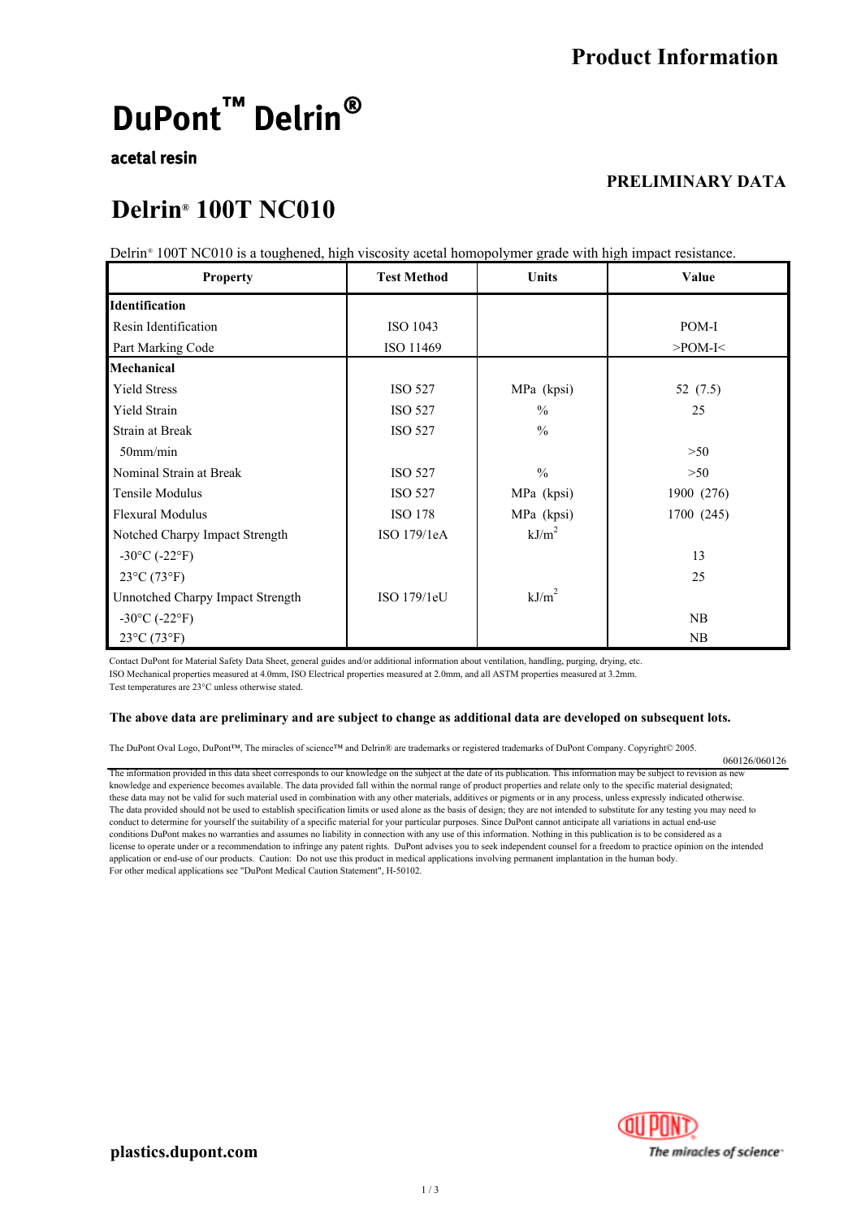**Product Information**

# DuPont™ Delrin®

**acetal resin**

**PRELIMINARY DATA**

## Delrin® 100T NC010

Delrin® 100T NC010 is a toughened, high viscosity acetal homopolymer grade with high impact resistance.

| Property | Test Method | Units | Value |
|---|---|---|---|
| **Identification** | | | |
| Resin Identification | ISO 1043 | | POM-I |
| Part Marking Code | ISO 11469 | | >POM-I< |
| **Mechanical** | | | |
| Yield Stress | ISO 527 | MPa (kpsi) | 52 (7.5) |
| Yield Strain | ISO 527 | % | 25 |
| Strain at Break | ISO 527 | % | |
| 50mm/min | | | >50 |
| Nominal Strain at Break | ISO 527 | % | >50 |
| Tensile Modulus | ISO 527 | MPa (kpsi) | 1900 (276) |
| Flexural Modulus | ISO 178 | MPa (kpsi) | 1700 (245) |
| Notched Charpy Impact Strength | ISO 179/1eA | $kJ/m^2$ | |
| -30°C (-22°F) | | | 13 |
| 23°C (73°F) | | | 25 |
| Unnotched Charpy Impact Strength | ISO 179/1eU | $kJ/m^2$ | |
| -30°C (-22°F) | | | NB |
| 23°C (73°F) | | | NB |

Contact DuPont for Material Safety Data Sheet, general guides and/or additional information about ventilation, handling, purging, drying, etc.
ISO Mechanical properties measured at 4.0mm, ISO Electrical properties measured at 2.0mm, and all ASTM properties measured at 3.2mm.
Test temperatures are 23°C unless otherwise stated.

**The above data are preliminary and are subject to change as additional data are developed on subsequent lots.**

The DuPont Oval Logo, DuPont™, The miracles of science™ and Delrin® are trademarks or registered trademarks of DuPont Company. Copyright© 2005.

060126/060126

The information provided in this data sheet corresponds to our knowledge on the subject at the date of its publication. This information may be subject to revision as new knowledge and experience becomes available. The data provided fall within the normal range of product properties and relate only to the specific material designated; these data may not be valid for such material used in combination with any other materials, additives or pigments or in any process, unless expressly indicated otherwise. The data provided should not be used to establish specification limits or used alone as the basis of design; they are not intended to substitute for any testing you may need to conduct to determine for yourself the suitability of a specific material for your particular purposes. Since DuPont cannot anticipate all variations in actual end-use conditions DuPont makes no warranties and assumes no liability in connection with any use of this information. Nothing in this publication is to be considered as a license to operate under or a recommendation to infringe any patent rights. DuPont advises you to seek independent counsel for a freedom to practice opinion on the intended application or end-use of our products. Caution: Do not use this product in medical applications involving permanent implantation in the human body. For other medical applications see "DuPont Medical Caution Statement", H-50102.

**plastics.dupont.com**

DUPONT The miracles of science®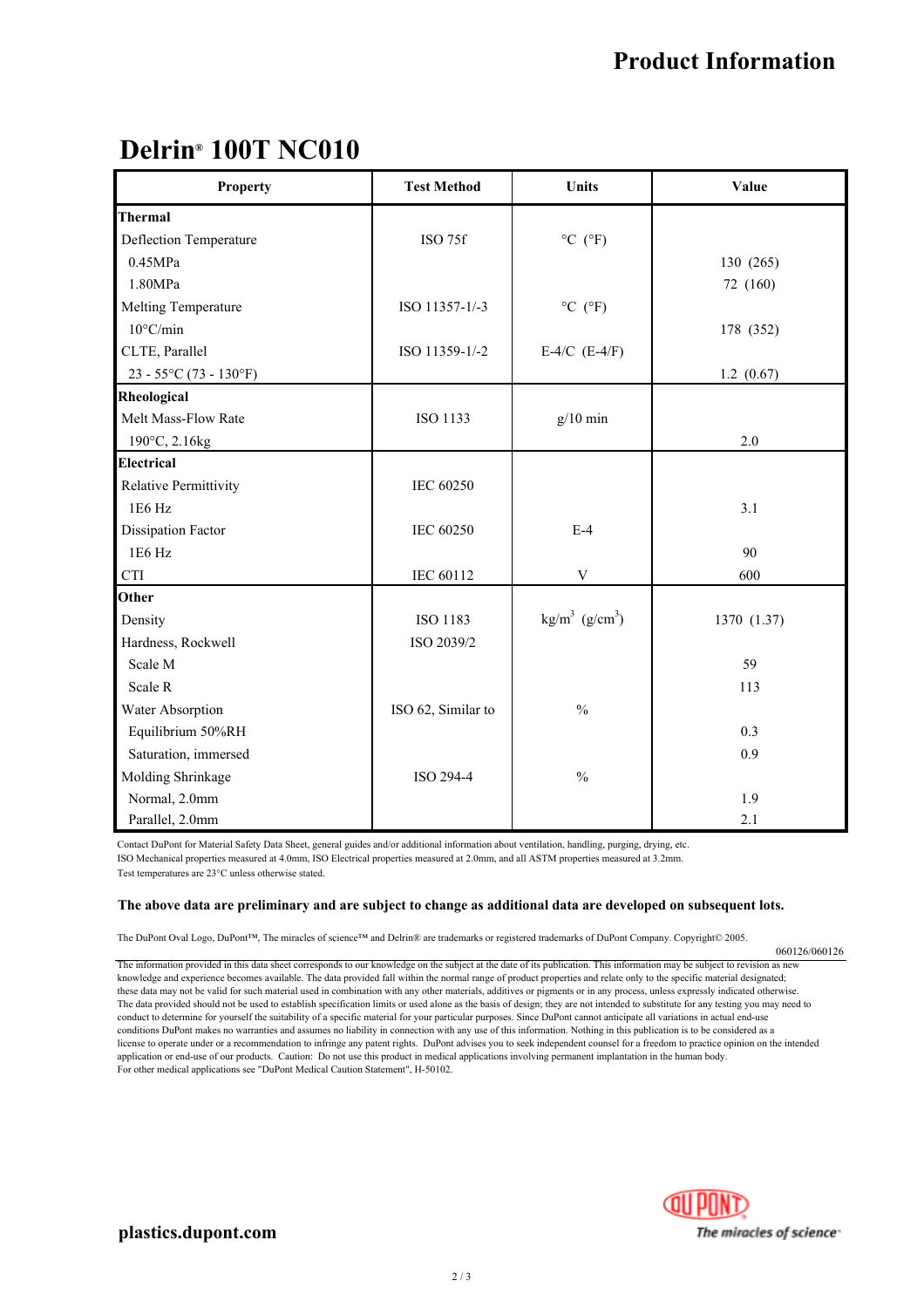## Product Information

# Delrin® 100T NC010

| Property | Test Method | Units | Value |
|---|---|---|---|
| **Thermal** | | | |
| Deflection Temperature | ISO 75f | °C (°F) | |
| 0.45MPa | | | 130 (265) |
| 1.80MPa | | | 72 (160) |
| Melting Temperature | ISO 11357-1/-3 | °C (°F) | |
| 10°C/min | | | 178 (352) |
| CLTE, Parallel | ISO 11359-1/-2 | E-4/C (E-4/F) | |
| 23 - 55°C (73 - 130°F) | | | 1.2 (0.67) |
| **Rheological** | | | |
| Melt Mass-Flow Rate | ISO 1133 | g/10 min | |
| 190°C, 2.16kg | | | 2.0 |
| **Electrical** | | | |
| Relative Permittivity | IEC 60250 | | |
| 1E6 Hz | | | 3.1 |
| Dissipation Factor | IEC 60250 | E-4 | |
| 1E6 Hz | | | 90 |
| CTI | IEC 60112 | V | 600 |
| **Other** | | | |
| Density | ISO 1183 | $kg/m^3$ ($g/cm^3$) | 1370 (1.37) |
| Hardness, Rockwell | ISO 2039/2 | | |
| Scale M | | | 59 |
| Scale R | | | 113 |
| Water Absorption | ISO 62, Similar to | % | |
| Equilibrium 50%RH | | | 0.3 |
| Saturation, immersed | | | 0.9 |
| Molding Shrinkage | ISO 294-4 | % | |
| Normal, 2.0mm | | | 1.9 |
| Parallel, 2.0mm | | | 2.1 |

Contact DuPont for Material Safety Data Sheet, general guides and/or additional information about ventilation, handling, purging, drying, etc.
ISO Mechanical properties measured at 4.0mm, ISO Electrical properties measured at 2.0mm, and all ASTM properties measured at 3.2mm.
Test temperatures are 23°C unless otherwise stated.

**The above data are preliminary and are subject to change as additional data are developed on subsequent lots.**

The DuPont Oval Logo, DuPont™, The miracles of science™ and Delrin® are trademarks or registered trademarks of DuPont Company. Copyright© 2005.

060126/060126

The information provided in this data sheet corresponds to our knowledge on the subject at the date of its publication. This information may be subject to revision as new knowledge and experience becomes available. The data provided fall within the normal range of product properties and relate only to the specific material designated; these data may not be valid for such material used in combination with any other materials, additives or pigments or in any process, unless expressly indicated otherwise. The data provided should not be used to establish specification limits or used alone as the basis of design; they are not intended to substitute for any testing you may need to conduct to determine for yourself the suitability of a specific material for your particular purposes. Since DuPont cannot anticipate all variations in actual end-use conditions DuPont makes no warranties and assumes no liability in connection with any use of this information. Nothing in this publication is to be considered as a license to operate under or a recommendation to infringe any patent rights. DuPont advises you to seek independent counsel for a freedom to practice opinion on the intended application or end-use of our products. Caution: Do not use this product in medical applications involving permanent implantation in the human body. For other medical applications see "DuPont Medical Caution Statement", H-50102.

**plastics.dupont.com**

The miracles of science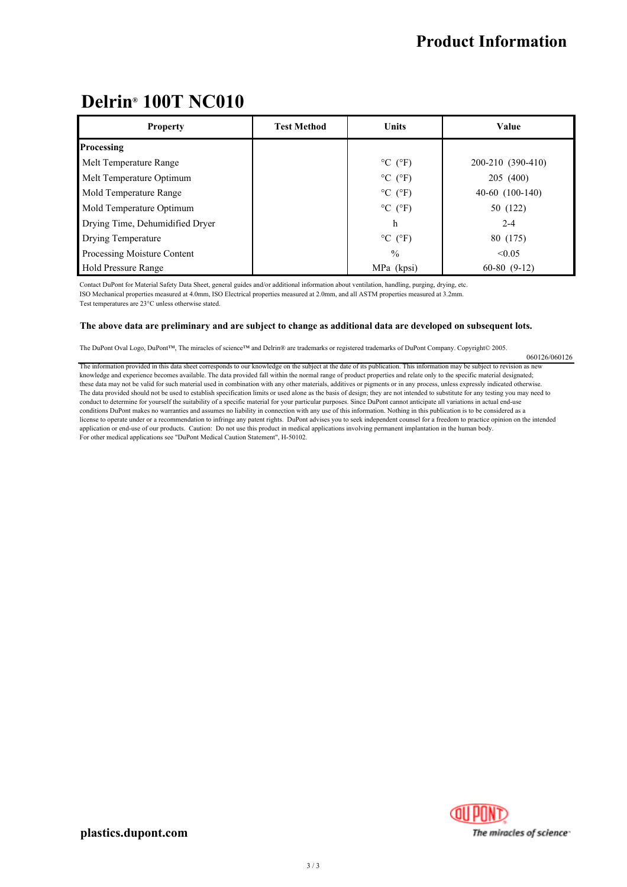# Product Information

## Delrin® 100T NC010

| Property | Test Method | Units | Value |
| --- | --- | --- | --- |
| **Processing** | | | |
| Melt Temperature Range | | °C (°F) | 200-210 (390-410) |
| Melt Temperature Optimum | | °C (°F) | 205 (400) |
| Mold Temperature Range | | °C (°F) | 40-60 (100-140) |
| Mold Temperature Optimum | | °C (°F) | 50 (122) |
| Drying Time, Dehumidified Dryer | | h | 2-4 |
| Drying Temperature | | °C (°F) | 80 (175) |
| Processing Moisture Content | | % | <0.05 |
| Hold Pressure Range | | MPa (kpsi) | 60-80 (9-12) |

Contact DuPont for Material Safety Data Sheet, general guides and/or additional information about ventilation, handling, purging, drying, etc.
ISO Mechanical properties measured at 4.0mm, ISO Electrical properties measured at 2.0mm, and all ASTM properties measured at 3.2mm.
Test temperatures are 23°C unless otherwise stated.

**The above data are preliminary and are subject to change as additional data are developed on subsequent lots.**

The DuPont Oval Logo, DuPont™, The miracles of science™ and Delrin® are trademarks or registered trademarks of DuPont Company. Copyright© 2005.

060126/060126

The information provided in this data sheet corresponds to our knowledge on the subject at the date of its publication. This information may be subject to revision as new knowledge and experience becomes available. The data provided fall within the normal range of product properties and relate only to the specific material designated; these data may not be valid for such material used in combination with any other materials, additives or pigments or in any process, unless expressly indicated otherwise. The data provided should not be used to establish specification limits or used alone as the basis of design; they are not intended to substitute for any testing you may need to conduct to determine for yourself the suitability of a specific material for your particular purposes. Since DuPont cannot anticipate all variations in actual end-use conditions DuPont makes no warranties and assumes no liability in connection with any use of this information. Nothing in this publication is to be considered as a license to operate under or a recommendation to infringe any patent rights. DuPont advises you to seek independent counsel for a freedom to practice opinion on the intended application or end-use of our products. Caution: Do not use this product in medical applications involving permanent implantation in the human body. For other medical applications see "DuPont Medical Caution Statement", H-50102.

**plastics.dupont.com**

DUPONT
*The miracles of science*